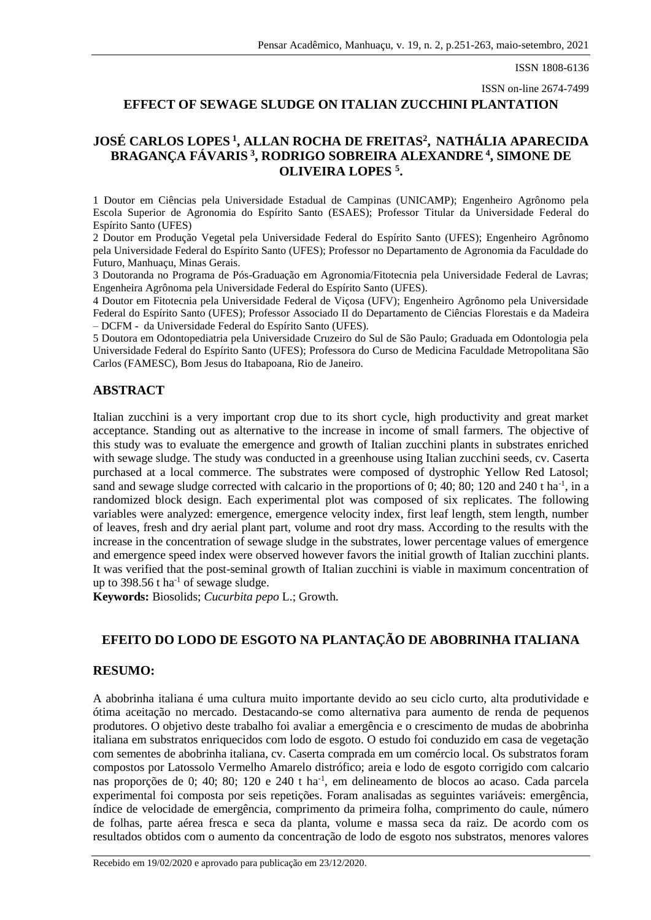ISSN 1808-6136

ISSN on-line 2674-7499

# EFFECT OF SEWAGE SLUDGE ON ITALIAN ZUCCHINI PLANTATION

## JOSÉ CARLOS LOPES [1], ALLAN ROCHA DE FREITAS[2], NATHÁLIA APARECIDA BRAGANÇA FÁVARIS [3], RODRIGO SOBREIRA ALEXANDRE [4], SIMONE DE OLIVEIRA LOPES [5].

1 Doutor em Ciências pela Universidade Estadual de Campinas (UNICAMP); Engenheiro Agrônomo pela Escola Superior de Agronomia do Espírito Santo (ESAES); Professor Titular da Universidade Federal do Espírito Santo (UFES)

2 Doutor em Produção Vegetal pela Universidade Federal do Espírito Santo (UFES); Engenheiro Agrônomo pela Universidade Federal do Espírito Santo (UFES); Professor no Departamento de Agronomia da Faculdade do Futuro, Manhuaçu, Minas Gerais.

3 Doutoranda no Programa de Pós-Graduação em Agronomia/Fitotecnia pela Universidade Federal de Lavras; Engenheira Agrônoma pela Universidade Federal do Espírito Santo (UFES).

4 Doutor em Fitotecnia pela Universidade Federal de Viçosa (UFV); Engenheiro Agrônomo pela Universidade Federal do Espírito Santo (UFES); Professor Associado II do Departamento de Ciências Florestais e da Madeira – DCFM - da Universidade Federal do Espírito Santo (UFES).

5 Doutora em Odontopediatria pela Universidade Cruzeiro do Sul de São Paulo; Graduada em Odontologia pela Universidade Federal do Espírito Santo (UFES); Professora do Curso de Medicina Faculdade Metropolitana São Carlos (FAMESC), Bom Jesus do Itabapoana, Rio de Janeiro.

## ABSTRACT

Italian zucchini is a very important crop due to its short cycle, high productivity and great market acceptance. Standing out as alternative to the increase in income of small farmers. The objective of this study was to evaluate the emergence and growth of Italian zucchini plants in substrates enriched with sewage sludge. The study was conducted in a greenhouse using Italian zucchini seeds, cv. Caserta purchased at a local commerce. The substrates were composed of dystrophic Yellow Red Latosol; sand and sewage sludge corrected with calcario in the proportions of 0; 40; 80; 120 and 240 t ha$^{-1}$, in a randomized block design. Each experimental plot was composed of six replicates. The following variables were analyzed: emergence, emergence velocity index, first leaf length, stem length, number of leaves, fresh and dry aerial plant part, volume and root dry mass. According to the results with the increase in the concentration of sewage sludge in the substrates, lower percentage values of emergence and emergence speed index were observed however favors the initial growth of Italian zucchini plants. It was verified that the post-seminal growth of Italian zucchini is viable in maximum concentration of up to 398.56 t ha$^{-1}$ of sewage sludge.

**Keywords:** Biosolids; *Cucurbita pepo* L.; Growth.

# EFEITO DO LODO DE ESGOTO NA PLANTAÇÃO DE ABOBRINHA ITALIANA

## RESUMO:

A abobrinha italiana é uma cultura muito importante devido ao seu ciclo curto, alta produtividade e ótima aceitação no mercado. Destacando-se como alternativa para aumento de renda de pequenos produtores. O objetivo deste trabalho foi avaliar a emergência e o crescimento de mudas de abobrinha italiana em substratos enriquecidos com lodo de esgoto. O estudo foi conduzido em casa de vegetação com sementes de abobrinha italiana, cv. Caserta comprada em um comércio local. Os substratos foram compostos por Latossolo Vermelho Amarelo distrófico; areia e lodo de esgoto corrigido com calcario nas proporções de 0; 40; 80; 120 e 240 t ha$^{-1}$, em delineamento de blocos ao acaso. Cada parcela experimental foi composta por seis repetições. Foram analisadas as seguintes variáveis: emergência, índice de velocidade de emergência, comprimento da primeira folha, comprimento do caule, número de folhas, parte aérea fresca e seca da planta, volume e massa seca da raiz. De acordo com os resultados obtidos com o aumento da concentração de lodo de esgoto nos substratos, menores valores

Recebido em 19/02/2020 e aprovado para publicação em 23/12/2020.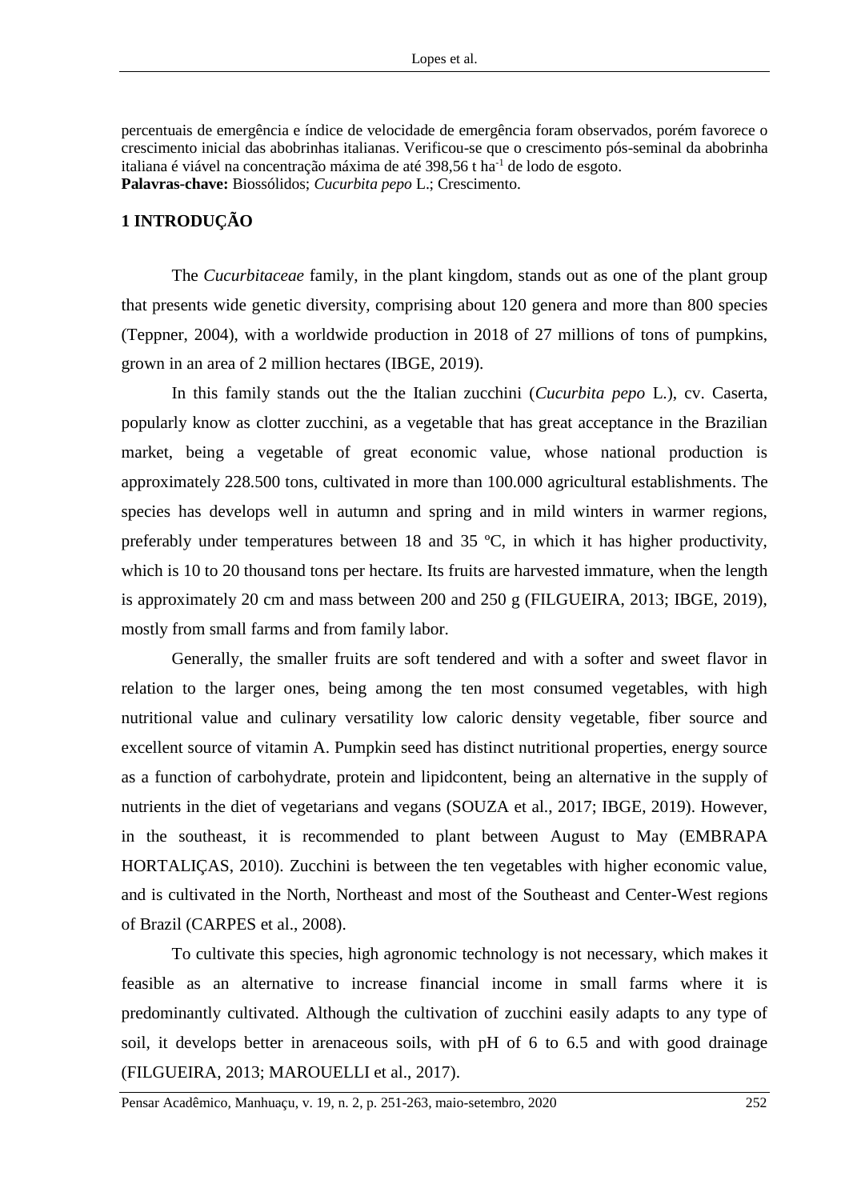percentuais de emergência e índice de velocidade de emergência foram observados, porém favorece o crescimento inicial das abobrinhas italianas. Verificou-se que o crescimento pós-seminal da abobrinha italiana é viável na concentração máxima de até 398,56 t $ha^{-1}$ de lodo de esgoto.
**Palavras-chave:** Biossólidos; *Cucurbita pepo* L.; Crescimento.

## 1 INTRODUÇÃO

The *Cucurbitaceae* family, in the plant kingdom, stands out as one of the plant group that presents wide genetic diversity, comprising about 120 genera and more than 800 species (Teppner, 2004), with a worldwide production in 2018 of 27 millions of tons of pumpkins, grown in an area of 2 million hectares (IBGE, 2019).

In this family stands out the the Italian zucchini (*Cucurbita pepo* L.), cv. Caserta, popularly know as clotter zucchini, as a vegetable that has great acceptance in the Brazilian market, being a vegetable of great economic value, whose national production is approximately 228.500 tons, cultivated in more than 100.000 agricultural establishments. The species has develops well in autumn and spring and in mild winters in warmer regions, preferably under temperatures between 18 and 35 ºC, in which it has higher productivity, which is 10 to 20 thousand tons per hectare. Its fruits are harvested immature, when the length is approximately 20 cm and mass between 200 and 250 g (FILGUEIRA, 2013; IBGE, 2019), mostly from small farms and from family labor.

Generally, the smaller fruits are soft tendered and with a softer and sweet flavor in relation to the larger ones, being among the ten most consumed vegetables, with high nutritional value and culinary versatility low caloric density vegetable, fiber source and excellent source of vitamin A. Pumpkin seed has distinct nutritional properties, energy source as a function of carbohydrate, protein and lipidcontent, being an alternative in the supply of nutrients in the diet of vegetarians and vegans (SOUZA et al., 2017; IBGE, 2019). However, in the southeast, it is recommended to plant between August to May (EMBRAPA HORTALIÇAS, 2010). Zucchini is between the ten vegetables with higher economic value, and is cultivated in the North, Northeast and most of the Southeast and Center-West regions of Brazil (CARPES et al., 2008).

To cultivate this species, high agronomic technology is not necessary, which makes it feasible as an alternative to increase financial income in small farms where it is predominantly cultivated. Although the cultivation of zucchini easily adapts to any type of soil, it develops better in arenaceous soils, with pH of 6 to 6.5 and with good drainage (FILGUEIRA, 2013; MAROUELLI et al., 2017).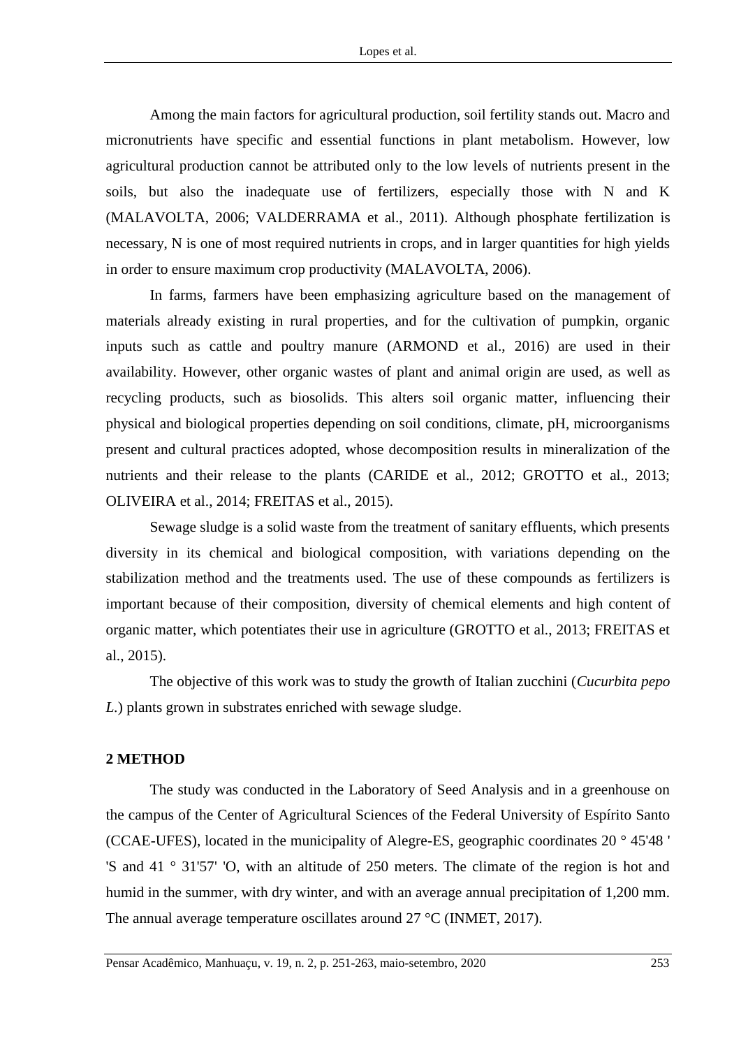Among the main factors for agricultural production, soil fertility stands out. Macro and micronutrients have specific and essential functions in plant metabolism. However, low agricultural production cannot be attributed only to the low levels of nutrients present in the soils, but also the inadequate use of fertilizers, especially those with N and K (MALAVOLTA, 2006; VALDERRAMA et al., 2011). Although phosphate fertilization is necessary, N is one of most required nutrients in crops, and in larger quantities for high yields in order to ensure maximum crop productivity (MALAVOLTA, 2006).

In farms, farmers have been emphasizing agriculture based on the management of materials already existing in rural properties, and for the cultivation of pumpkin, organic inputs such as cattle and poultry manure (ARMOND et al., 2016) are used in their availability. However, other organic wastes of plant and animal origin are used, as well as recycling products, such as biosolids. This alters soil organic matter, influencing their physical and biological properties depending on soil conditions, climate, pH, microorganisms present and cultural practices adopted, whose decomposition results in mineralization of the nutrients and their release to the plants (CARIDE et al., 2012; GROTTO et al., 2013; OLIVEIRA et al., 2014; FREITAS et al., 2015).

Sewage sludge is a solid waste from the treatment of sanitary effluents, which presents diversity in its chemical and biological composition, with variations depending on the stabilization method and the treatments used. The use of these compounds as fertilizers is important because of their composition, diversity of chemical elements and high content of organic matter, which potentiates their use in agriculture (GROTTO et al., 2013; FREITAS et al., 2015).

The objective of this work was to study the growth of Italian zucchini (*Cucurbita pepo L.*) plants grown in substrates enriched with sewage sludge.

## 2 METHOD

The study was conducted in the Laboratory of Seed Analysis and in a greenhouse on the campus of the Center of Agricultural Sciences of the Federal University of Espírito Santo (CCAE-UFES), located in the municipality of Alegre-ES, geographic coordinates 20 ° 45'48 ' 'S and 41 ° 31'57' 'O, with an altitude of 250 meters. The climate of the region is hot and humid in the summer, with dry winter, and with an average annual precipitation of 1,200 mm. The annual average temperature oscillates around 27 °C (INMET, 2017).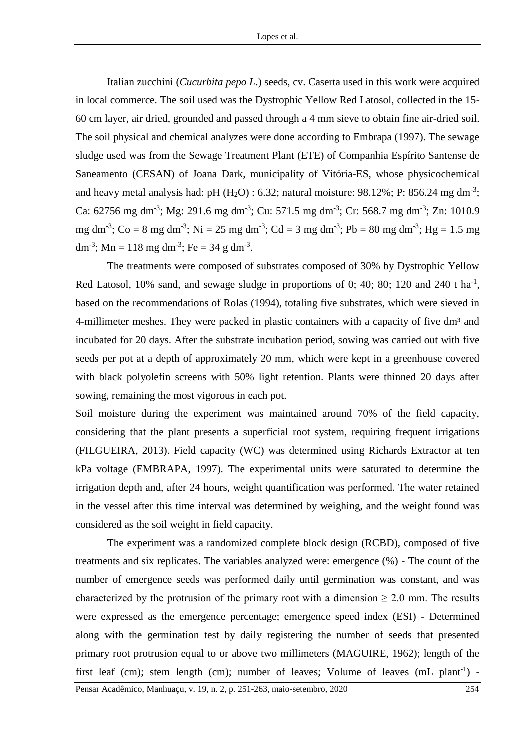Italian zucchini (*Cucurbita pepo L*.) seeds, cv. Caserta used in this work were acquired in local commerce. The soil used was the Dystrophic Yellow Red Latosol, collected in the 15-60 cm layer, air dried, grounded and passed through a 4 mm sieve to obtain fine air-dried soil. The soil physical and chemical analyzes were done according to Embrapa (1997). The sewage sludge used was from the Sewage Treatment Plant (ETE) of Companhia Espírito Santense de Saneamento (CESAN) of Joana Dark, municipality of Vitória-ES, whose physicochemical and heavy metal analysis had: pH ($H_2O$) : 6.32; natural moisture: 98.12%; P: 856.24 mg $dm^{-3}$; Ca: 62756 mg $dm^{-3}$; Mg: 291.6 mg $dm^{-3}$; Cu: 571.5 mg $dm^{-3}$; Cr: 568.7 mg $dm^{-3}$; Zn: 1010.9 mg $dm^{-3}$; Co = 8 mg $dm^{-3}$; Ni = 25 mg $dm^{-3}$; Cd = 3 mg $dm^{-3}$; Pb = 80 mg $dm^{-3}$; Hg = 1.5 mg $dm^{-3}$; Mn = 118 mg $dm^{-3}$; Fe = 34 g $dm^{-3}$.

The treatments were composed of substrates composed of 30% by Dystrophic Yellow Red Latosol, 10% sand, and sewage sludge in proportions of 0; 40; 80; 120 and 240 t $ha^{-1}$, based on the recommendations of Rolas (1994), totaling five substrates, which were sieved in 4-millimeter meshes. They were packed in plastic containers with a capacity of five $dm^3$ and incubated for 20 days. After the substrate incubation period, sowing was carried out with five seeds per pot at a depth of approximately 20 mm, which were kept in a greenhouse covered with black polyolefin screens with 50% light retention. Plants were thinned 20 days after sowing, remaining the most vigorous in each pot.

Soil moisture during the experiment was maintained around 70% of the field capacity, considering that the plant presents a superficial root system, requiring frequent irrigations (FILGUEIRA, 2013). Field capacity (WC) was determined using Richards Extractor at ten kPa voltage (EMBRAPA, 1997). The experimental units were saturated to determine the irrigation depth and, after 24 hours, weight quantification was performed. The water retained in the vessel after this time interval was determined by weighing, and the weight found was considered as the soil weight in field capacity.

The experiment was a randomized complete block design (RCBD), composed of five treatments and six replicates. The variables analyzed were: emergence (%) - The count of the number of emergence seeds was performed daily until germination was constant, and was characterized by the protrusion of the primary root with a dimension $\geq 2.0$ mm. The results were expressed as the emergence percentage; emergence speed index (ESI) - Determined along with the germination test by daily registering the number of seeds that presented primary root protrusion equal to or above two millimeters (MAGUIRE, 1962); length of the first leaf (cm); stem length (cm); number of leaves; Volume of leaves (mL $plant^{-1}$) -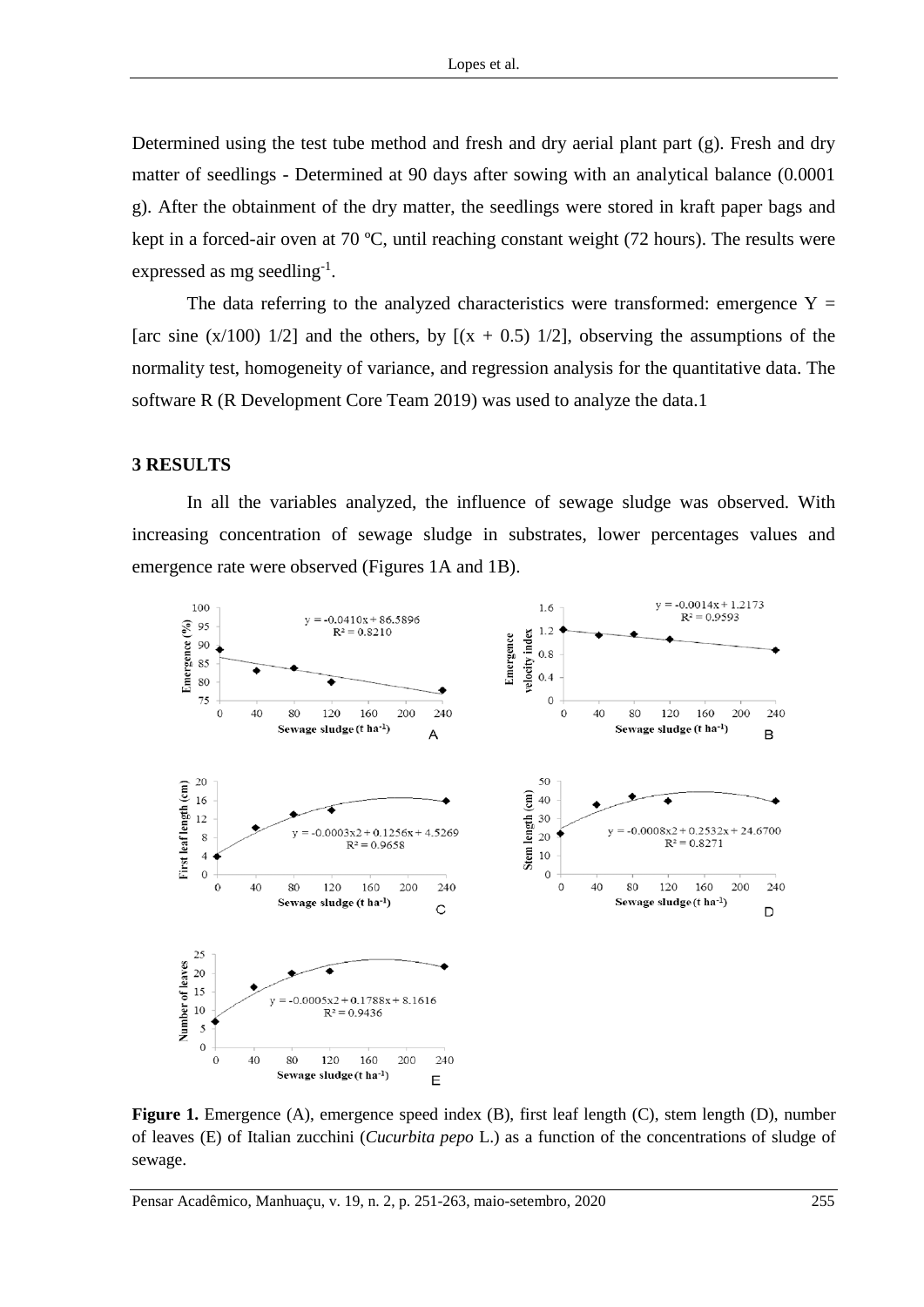Determined using the test tube method and fresh and dry aerial plant part (g). Fresh and dry matter of seedlings - Determined at 90 days after sowing with an analytical balance (0.0001 g). After the obtainment of the dry matter, the seedlings were stored in kraft paper bags and kept in a forced-air oven at 70 ºC, until reaching constant weight (72 hours). The results were expressed as mg seedling$^{-1}$.

The data referring to the analyzed characteristics were transformed: emergence Y = [arc sine (x/100) 1/2] and the others, by [(x + 0.5) 1/2], observing the assumptions of the normality test, homogeneity of variance, and regression analysis for the quantitative data. The software R (R Development Core Team 2019) was used to analyze the data.1

## 3 RESULTS

In all the variables analyzed, the influence of sewage sludge was observed. With increasing concentration of sewage sludge in substrates, lower percentages values and emergence rate were observed (Figures 1A and 1B).

A
Emergence (%)
Sewage sludge (t ha$^{-1}$)
$y = -0.0410x + 86.5896$
$R^2 = 0.8210$

B
Emergence velocity index
Sewage sludge (t ha$^{-1}$)
$y = -0.0014x + 1.2173$
$R^2 = 0.9593$

C
First leaf length (cm)
Sewage sludge (t ha$^{-1}$)
$y = -0.0003x2 + 0.1256x + 4.5269$
$R^2 = 0.9658$

D
Stem length (cm)
Sewage sludge (t ha$^{-1}$)
$y = -0.0008x2 + 0.2532x + 24.6700$
$R^2 = 0.8271$

E
Number of leaves
Sewage sludge (t ha$^{-1}$)
$y = -0.0005x2 + 0.1788x + 8.1616$
$R^2 = 0.9436$

**Figure 1.** Emergence (A), emergence speed index (B), first leaf length (C), stem length (D), number of leaves (E) of Italian zucchini (*Cucurbita pepo* L.) as a function of the concentrations of sludge of sewage.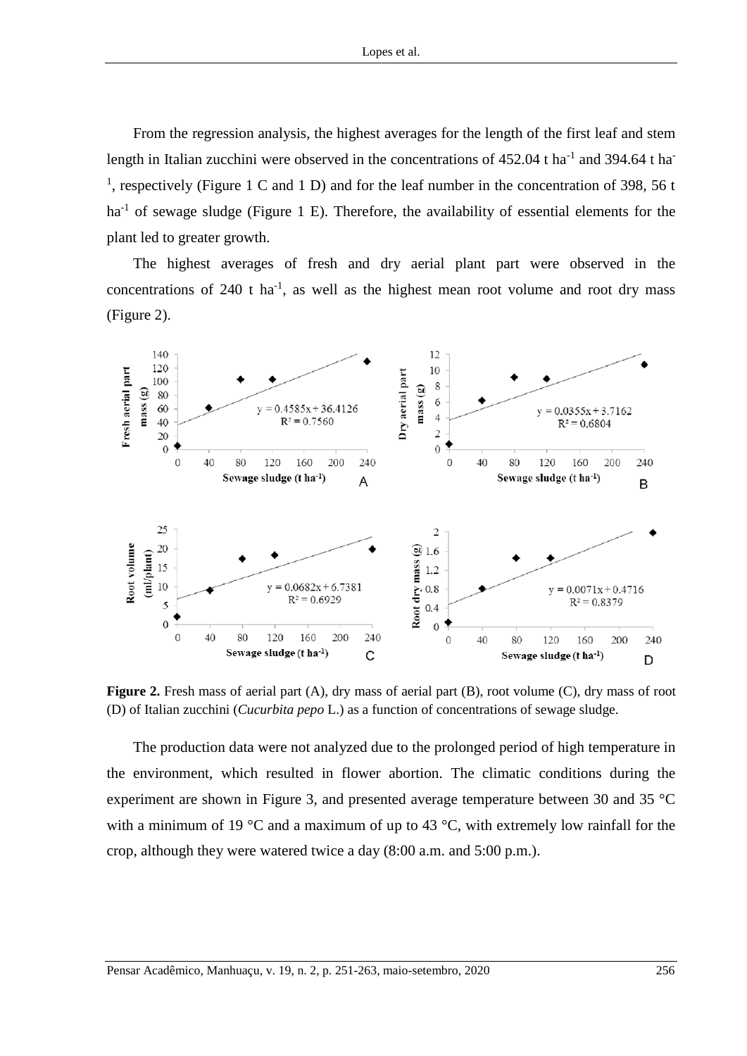From the regression analysis, the highest averages for the length of the first leaf and stem length in Italian zucchini were observed in the concentrations of 452.04 t ha$^{-1}$ and 394.64 t ha$^{-1}$, respectively (Figure 1 C and 1 D) and for the leaf number in the concentration of 398, 56 t ha$^{-1}$ of sewage sludge (Figure 1 E). Therefore, the availability of essential elements for the plant led to greater growth.

The highest averages of fresh and dry aerial plant part were observed in the concentrations of 240 t ha$^{-1}$, as well as the highest mean root volume and root dry mass (Figure 2).

Fresh aerial part mass (g)
140
120
100
80
60
40
20
0
0 40 80 120 160 200 240
Sewage sludge (t ha$^{-1}$)
$y = 0.4585x + 36.4126$
$R^2 = 0.7560$
A

Dry aerial part mass (g)
12
10
8
6
4
2
0
0 40 80 120 160 200 240
Sewage sludge (t ha$^{-1}$)
$y = 0.0355x + 3.7162$
$R^2 = 0.6804$
B

Root volume (ml/plant)
25
20
15
10
5
0
0 40 80 120 160 200 240
Sewage sludge (t ha$^{-1}$)
$y = 0.0682x + 6.7381$
$R^2 = 0.6929$
C

Root dry mass (g)
2
1.6
1.2
0.8
0.4
0
0 40 80 120 160 200 240
Sewage sludge (t ha$^{-1}$)
$y = 0.0071x + 0.4716$
$R^2 = 0.8379$
D

**Figure 2.** Fresh mass of aerial part (A), dry mass of aerial part (B), root volume (C), dry mass of root (D) of Italian zucchini (*Cucurbita pepo* L.) as a function of concentrations of sewage sludge.

The production data were not analyzed due to the prolonged period of high temperature in the environment, which resulted in flower abortion. The climatic conditions during the experiment are shown in Figure 3, and presented average temperature between 30 and 35 °C with a minimum of 19 °C and a maximum of up to 43 °C, with extremely low rainfall for the crop, although they were watered twice a day (8:00 a.m. and 5:00 p.m.).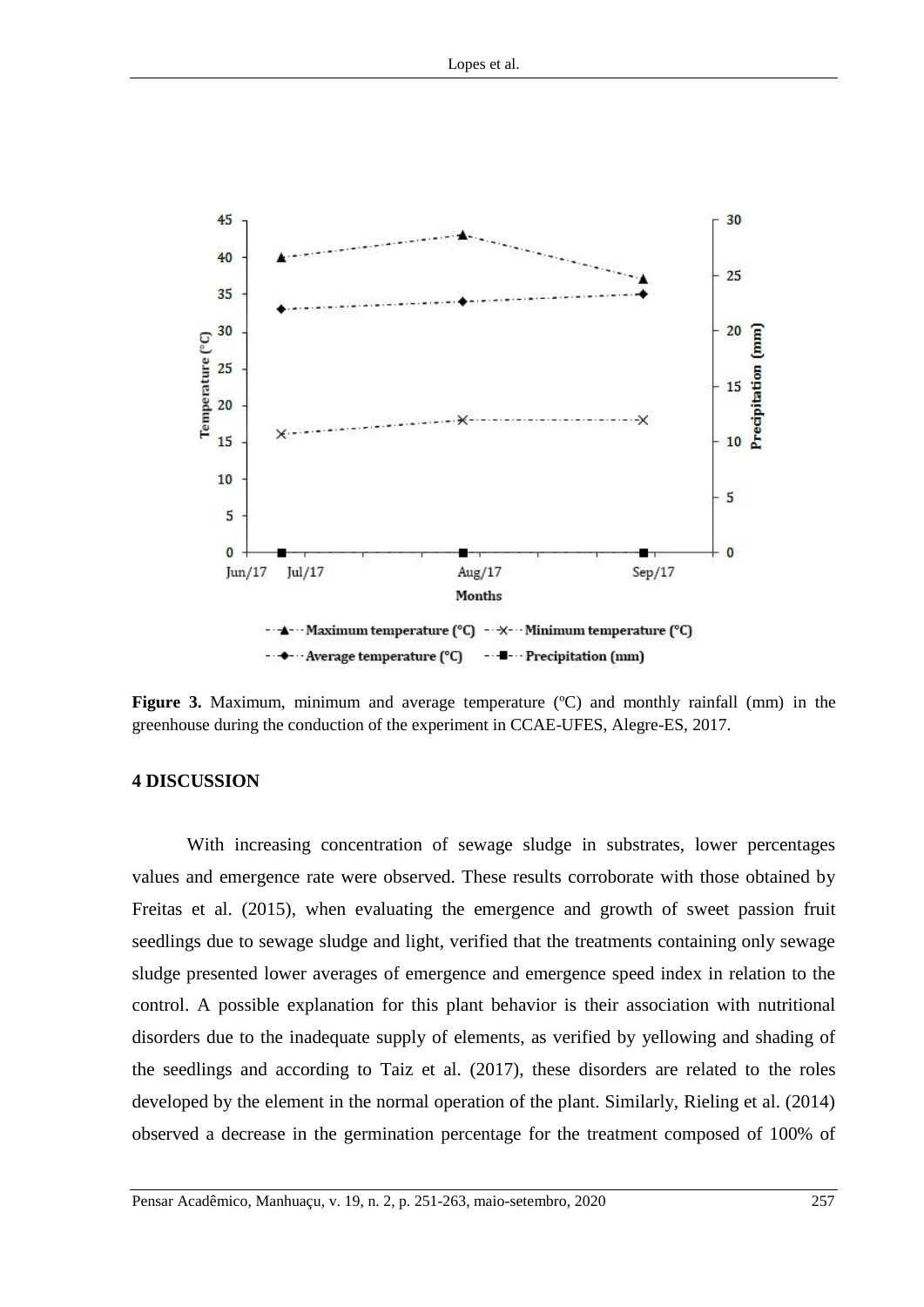45
40
35
30
25
20
15
10
5
0

Temperature (°C)

30
25
20
15
10
5
0

Precipitation (mm)

Jun/17 Jul/17 Aug/17 Sep/17

Months

Maximum temperature (°C) Minimum temperature (°C)

Average temperature (°C) Precipitation (mm)

**Figure 3.** Maximum, minimum and average temperature (ºC) and monthly rainfall (mm) in the greenhouse during the conduction of the experiment in CCAE-UFES, Alegre-ES, 2017.

## 4 DISCUSSION

With increasing concentration of sewage sludge in substrates, lower percentages values and emergence rate were observed. These results corroborate with those obtained by Freitas et al. (2015), when evaluating the emergence and growth of sweet passion fruit seedlings due to sewage sludge and light, verified that the treatments containing only sewage sludge presented lower averages of emergence and emergence speed index in relation to the control. A possible explanation for this plant behavior is their association with nutritional disorders due to the inadequate supply of elements, as verified by yellowing and shading of the seedlings and according to Taiz et al. (2017), these disorders are related to the roles developed by the element in the normal operation of the plant. Similarly, Rieling et al. (2014) observed a decrease in the germination percentage for the treatment composed of 100% of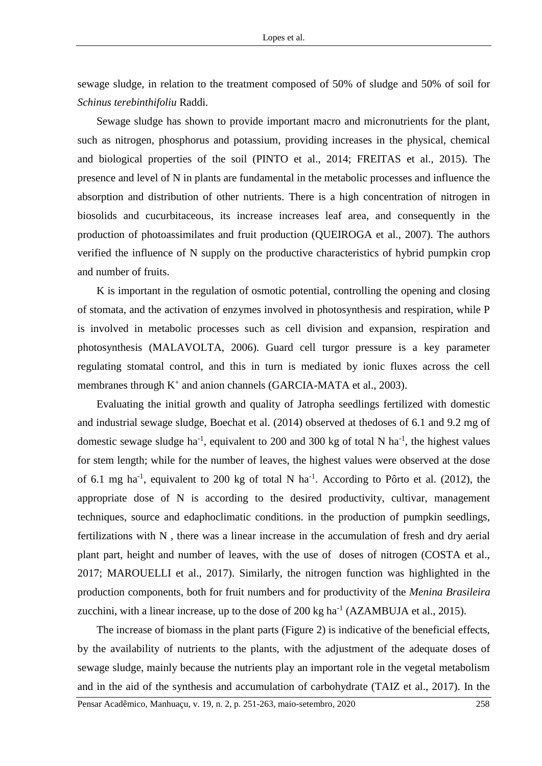sewage sludge, in relation to the treatment composed of 50% of sludge and 50% of soil for *Schinus terebinthifoliu* Raddi.

Sewage sludge has shown to provide important macro and micronutrients for the plant, such as nitrogen, phosphorus and potassium, providing increases in the physical, chemical and biological properties of the soil (PINTO et al., 2014; FREITAS et al., 2015). The presence and level of N in plants are fundamental in the metabolic processes and influence the absorption and distribution of other nutrients. There is a high concentration of nitrogen in biosolids and cucurbitaceous, its increase increases leaf area, and consequently in the production of photoassimilates and fruit production (QUEIROGA et al., 2007). The authors verified the influence of N supply on the productive characteristics of hybrid pumpkin crop and number of fruits.

K is important in the regulation of osmotic potential, controlling the opening and closing of stomata, and the activation of enzymes involved in photosynthesis and respiration, while P is involved in metabolic processes such as cell division and expansion, respiration and photosynthesis (MALAVOLTA, 2006). Guard cell turgor pressure is a key parameter regulating stomatal control, and this in turn is mediated by ionic fluxes across the cell membranes through $K^+$ and anion channels (GARCIA-MATA et al., 2003).

Evaluating the initial growth and quality of Jatropha seedlings fertilized with domestic and industrial sewage sludge, Boechat et al. (2014) observed at thedoses of 6.1 and 9.2 mg of domestic sewage sludge $ha^{-1}$, equivalent to 200 and 300 kg of total N $ha^{-1}$, the highest values for stem length; while for the number of leaves, the highest values were observed at the dose of 6.1 mg $ha^{-1}$, equivalent to 200 kg of total N $ha^{-1}$. According to Pôrto et al. (2012), the appropriate dose of N is according to the desired productivity, cultivar, management techniques, source and edaphoclimatic conditions. in the production of pumpkin seedlings, fertilizations with N , there was a linear increase in the accumulation of fresh and dry aerial plant part, height and number of leaves, with the use of doses of nitrogen (COSTA et al., 2017; MAROUELLI et al., 2017). Similarly, the nitrogen function was highlighted in the production components, both for fruit numbers and for productivity of the *Menina Brasileira* zucchini, with a linear increase, up to the dose of 200 kg $ha^{-1}$ (AZAMBUJA et al., 2015).

The increase of biomass in the plant parts (Figure 2) is indicative of the beneficial effects, by the availability of nutrients to the plants, with the adjustment of the adequate doses of sewage sludge, mainly because the nutrients play an important role in the vegetal metabolism and in the aid of the synthesis and accumulation of carbohydrate (TAIZ et al., 2017). In the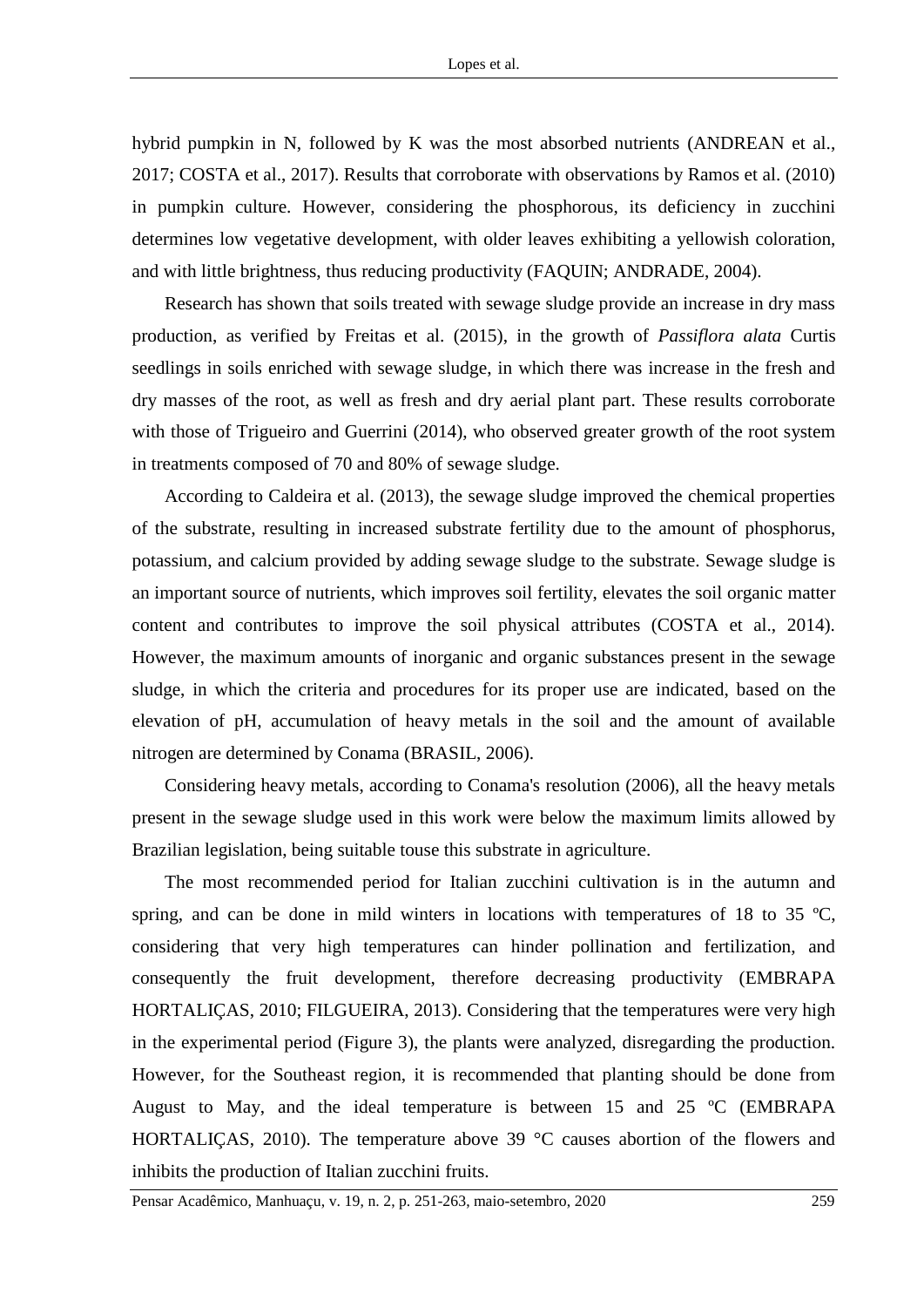hybrid pumpkin in N, followed by K was the most absorbed nutrients (ANDREAN et al., 2017; COSTA et al., 2017). Results that corroborate with observations by Ramos et al. (2010) in pumpkin culture. However, considering the phosphorous, its deficiency in zucchini determines low vegetative development, with older leaves exhibiting a yellowish coloration, and with little brightness, thus reducing productivity (FAQUIN; ANDRADE, 2004).

Research has shown that soils treated with sewage sludge provide an increase in dry mass production, as verified by Freitas et al. (2015), in the growth of *Passiflora alata* Curtis seedlings in soils enriched with sewage sludge, in which there was increase in the fresh and dry masses of the root, as well as fresh and dry aerial plant part. These results corroborate with those of Trigueiro and Guerrini (2014), who observed greater growth of the root system in treatments composed of 70 and 80% of sewage sludge.

According to Caldeira et al. (2013), the sewage sludge improved the chemical properties of the substrate, resulting in increased substrate fertility due to the amount of phosphorus, potassium, and calcium provided by adding sewage sludge to the substrate. Sewage sludge is an important source of nutrients, which improves soil fertility, elevates the soil organic matter content and contributes to improve the soil physical attributes (COSTA et al., 2014). However, the maximum amounts of inorganic and organic substances present in the sewage sludge, in which the criteria and procedures for its proper use are indicated, based on the elevation of pH, accumulation of heavy metals in the soil and the amount of available nitrogen are determined by Conama (BRASIL, 2006).

Considering heavy metals, according to Conama's resolution (2006), all the heavy metals present in the sewage sludge used in this work were below the maximum limits allowed by Brazilian legislation, being suitable touse this substrate in agriculture.

The most recommended period for Italian zucchini cultivation is in the autumn and spring, and can be done in mild winters in locations with temperatures of 18 to 35 ºC, considering that very high temperatures can hinder pollination and fertilization, and consequently the fruit development, therefore decreasing productivity (EMBRAPA HORTALIÇAS, 2010; FILGUEIRA, 2013). Considering that the temperatures were very high in the experimental period (Figure 3), the plants were analyzed, disregarding the production. However, for the Southeast region, it is recommended that planting should be done from August to May, and the ideal temperature is between 15 and 25 ºC (EMBRAPA HORTALIÇAS, 2010). The temperature above 39 °C causes abortion of the flowers and inhibits the production of Italian zucchini fruits.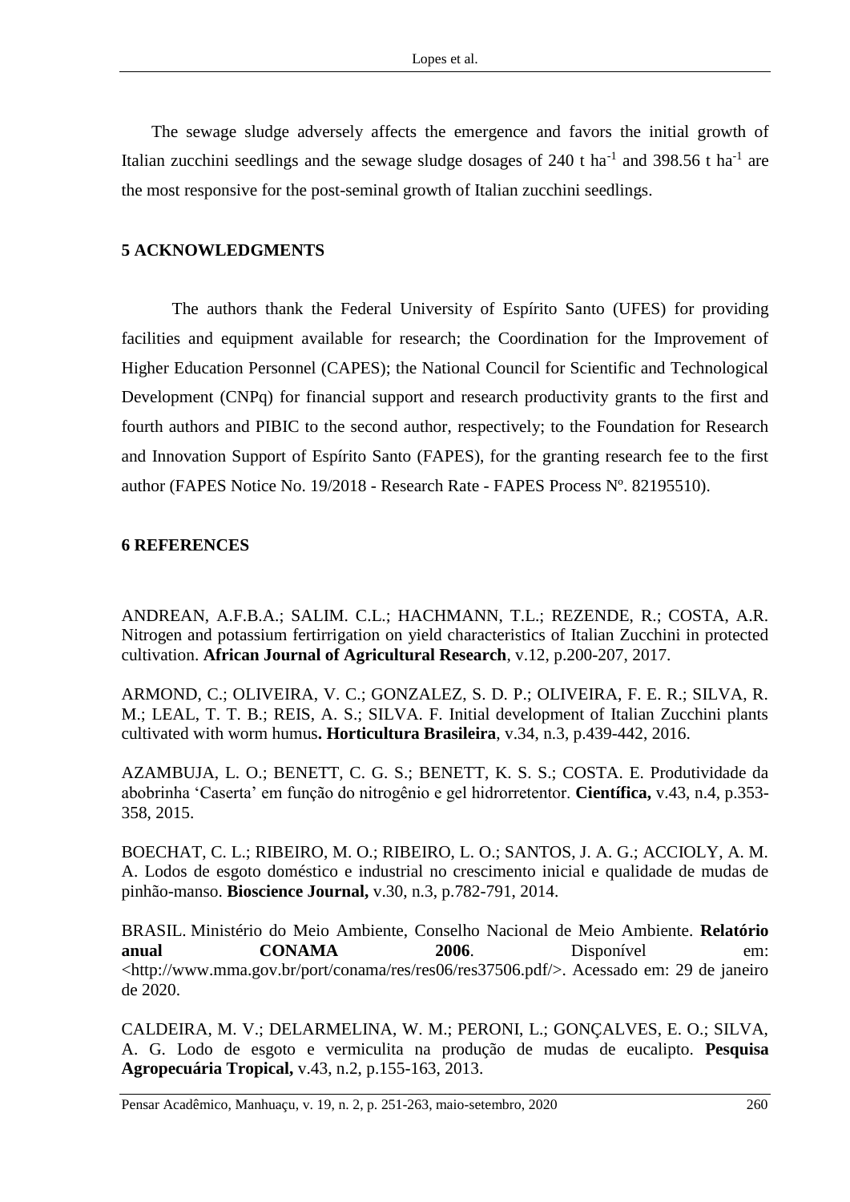The sewage sludge adversely affects the emergence and favors the initial growth of Italian zucchini seedlings and the sewage sludge dosages of 240 t ha$^{-1}$ and 398.56 t ha$^{-1}$ are the most responsive for the post-seminal growth of Italian zucchini seedlings.

## 5 ACKNOWLEDGMENTS

The authors thank the Federal University of Espírito Santo (UFES) for providing facilities and equipment available for research; the Coordination for the Improvement of Higher Education Personnel (CAPES); the National Council for Scientific and Technological Development (CNPq) for financial support and research productivity grants to the first and fourth authors and PIBIC to the second author, respectively; to the Foundation for Research and Innovation Support of Espírito Santo (FAPES), for the granting research fee to the first author (FAPES Notice No. 19/2018 - Research Rate - FAPES Process Nº. 82195510).

## 6 REFERENCES

ANDREAN, A.F.B.A.; SALIM. C.L.; HACHMANN, T.L.; REZENDE, R.; COSTA, A.R. Nitrogen and potassium fertirrigation on yield characteristics of Italian Zucchini in protected cultivation. **African Journal of Agricultural Research**, v.12, p.200-207, 2017.

ARMOND, C.; OLIVEIRA, V. C.; GONZALEZ, S. D. P.; OLIVEIRA, F. E. R.; SILVA, R. M.; LEAL, T. T. B.; REIS, A. S.; SILVA. F. Initial development of Italian Zucchini plants cultivated with worm humus**. Horticultura Brasileira**, v.34, n.3, p.439-442, 2016.

AZAMBUJA, L. O.; BENETT, C. G. S.; BENETT, K. S. S.; COSTA. E. Produtividade da abobrinha 'Caserta' em função do nitrogênio e gel hidrorretentor. **Científica,** v.43, n.4, p.353-358, 2015.

BOECHAT, C. L.; RIBEIRO, M. O.; RIBEIRO, L. O.; SANTOS, J. A. G.; ACCIOLY, A. M. A. Lodos de esgoto doméstico e industrial no crescimento inicial e qualidade de mudas de pinhão-manso. **Bioscience Journal,** v.30, n.3, p.782-791, 2014.

BRASIL. Ministério do Meio Ambiente, Conselho Nacional de Meio Ambiente. **Relatório anual CONAMA 2006**. Disponível em: <http://www.mma.gov.br/port/conama/res/res06/res37506.pdf/>. Acessado em: 29 de janeiro de 2020.

CALDEIRA, M. V.; DELARMELINA, W. M.; PERONI, L.; GONÇALVES, E. O.; SILVA, A. G. Lodo de esgoto e vermiculita na produção de mudas de eucalipto. **Pesquisa Agropecuária Tropical,** v.43, n.2, p.155-163, 2013.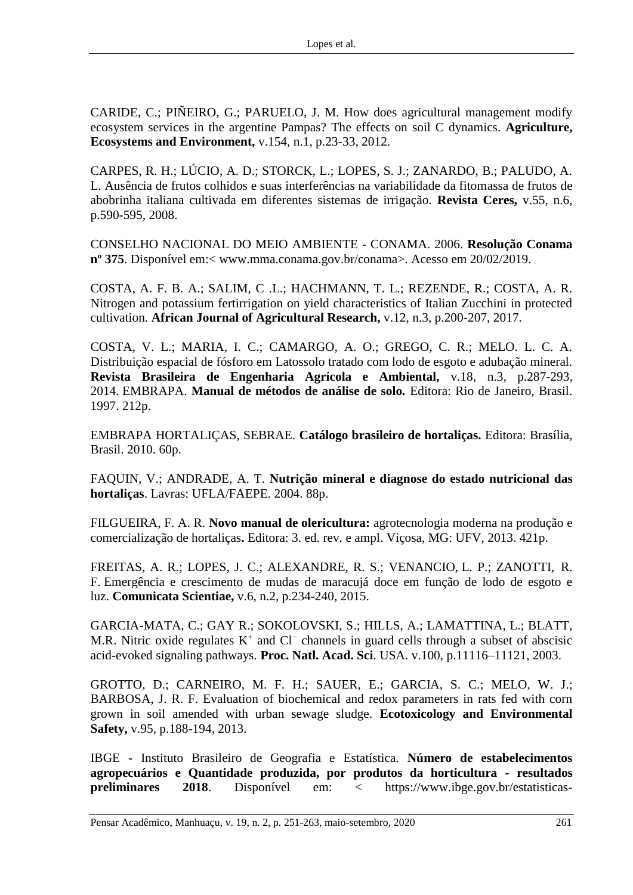CARIDE, C.; PIÑEIRO, G.; PARUELO, J. M. How does agricultural management modify ecosystem services in the argentine Pampas? The effects on soil C dynamics. **Agriculture, Ecosystems and Environment,** v.154, n.1, p.23-33, 2012.

CARPES, R. H.; LÚCIO, A. D.; STORCK, L.; LOPES, S. J.; ZANARDO, B.; PALUDO, A. L. Ausência de frutos colhidos e suas interferências na variabilidade da fitomassa de frutos de abobrinha italiana cultivada em diferentes sistemas de irrigação. **Revista Ceres,** v.55, n.6, p.590-595, 2008.

CONSELHO NACIONAL DO MEIO AMBIENTE - CONAMA. 2006. **Resolução Conama nº 375**. Disponível em:< www.mma.conama.gov.br/conama>. Acesso em 20/02/2019.

COSTA, A. F. B. A.; SALIM, C .L.; HACHMANN, T. L.; REZENDE, R.; COSTA, A. R. Nitrogen and potassium fertirrigation on yield characteristics of Italian Zucchini in protected cultivation. **African Journal of Agricultural Research,** v.12, n.3, p.200-207, 2017.

COSTA, V. L.; MARIA, I. C.; CAMARGO, A. O.; GREGO, C. R.; MELO. L. C. A. Distribuição espacial de fósforo em Latossolo tratado com lodo de esgoto e adubação mineral. **Revista Brasileira de Engenharia Agrícola e Ambiental,** v.18, n.3, p.287-293, 2014. EMBRAPA. **Manual de métodos de análise de solo.** Editora: Rio de Janeiro, Brasil. 1997. 212p.

EMBRAPA HORTALIÇAS, SEBRAE. **Catálogo brasileiro de hortaliças.** Editora: Brasília, Brasil. 2010. 60p.

FAQUIN, V.; ANDRADE, A. T. **Nutrição mineral e diagnose do estado nutricional das hortaliças**. Lavras: UFLA/FAEPE. 2004. 88p.

FILGUEIRA, F. A. R. **Novo manual de olericultura:** agrotecnologia moderna na produção e comercialização de hortaliças**.** Editora: 3. ed. rev. e ampl. Viçosa, MG: UFV, 2013. 421p.

FREITAS, A. R.; LOPES, J. C.; ALEXANDRE, R. S.; VENANCIO, L. P.; ZANOTTI, R. F. Emergência e crescimento de mudas de maracujá doce em função de lodo de esgoto e luz. **Comunicata Scientiae,** v.6, n.2, p.234-240, 2015.

GARCIA-MATA, C.; GAY R.; SOKOLOVSKI, S.; HILLS, A.; LAMATTINA, L.; BLATT, M.R. Nitric oxide regulates $K^+$ and $Cl^-$ channels in guard cells through a subset of abscisic acid-evoked signaling pathways. **Proc. Natl. Acad. Sci**. USA. v.100, p.11116–11121, 2003.

GROTTO, D.; CARNEIRO, M. F. H.; SAUER, E.; GARCIA, S. C.; MELO, W. J.; BARBOSA, J. R. F. Evaluation of biochemical and redox parameters in rats fed with corn grown in soil amended with urban sewage sludge. **Ecotoxicology and Environmental Safety,** v.95, p.188-194, 2013.

IBGE - Instituto Brasileiro de Geografia e Estatística. **Número de estabelecimentos agropecuários e Quantidade produzida, por produtos da horticultura - resultados preliminares 2018**. Disponível em: < https://www.ibge.gov.br/estatisticas-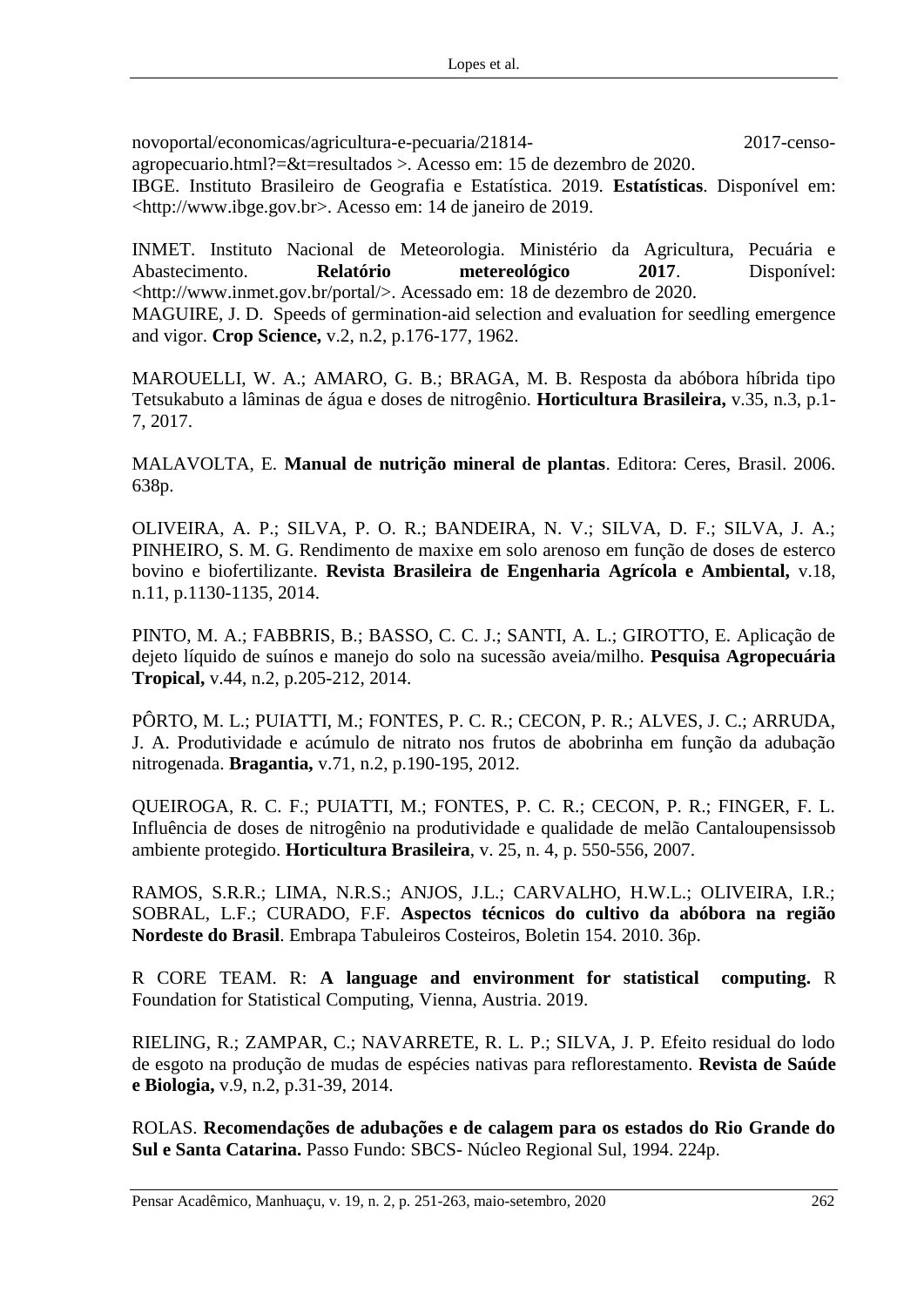novoportal/economicas/agricultura-e-pecuaria/21814- 2017-censo-agropecuario.html?=&t=resultados >. Acesso em: 15 de dezembro de 2020.

IBGE. Instituto Brasileiro de Geografia e Estatística. 2019. **Estatísticas**. Disponível em: <http://www.ibge.gov.br>. Acesso em: 14 de janeiro de 2019.

INMET. Instituto Nacional de Meteorologia. Ministério da Agricultura, Pecuária e Abastecimento. **Relatório metereológico 2017**. Disponível: <http://www.inmet.gov.br/portal/>. Acessado em: 18 de dezembro de 2020.

MAGUIRE, J. D. Speeds of germination-aid selection and evaluation for seedling emergence and vigor. **Crop Science,** v.2, n.2, p.176-177, 1962.

MAROUELLI, W. A.; AMARO, G. B.; BRAGA, M. B. Resposta da abóbora híbrida tipo Tetsukabuto a lâminas de água e doses de nitrogênio. **Horticultura Brasileira,** v.35, n.3, p.1-7, 2017.

MALAVOLTA, E. **Manual de nutrição mineral de plantas**. Editora: Ceres, Brasil. 2006. 638p.

OLIVEIRA, A. P.; SILVA, P. O. R.; BANDEIRA, N. V.; SILVA, D. F.; SILVA, J. A.; PINHEIRO, S. M. G. Rendimento de maxixe em solo arenoso em função de doses de esterco bovino e biofertilizante. **Revista Brasileira de Engenharia Agrícola e Ambiental,** v.18, n.11, p.1130-1135, 2014.

PINTO, M. A.; FABBRIS, B.; BASSO, C. C. J.; SANTI, A. L.; GIROTTO, E. Aplicação de dejeto líquido de suínos e manejo do solo na sucessão aveia/milho. **Pesquisa Agropecuária Tropical,** v.44, n.2, p.205-212, 2014.

PÔRTO, M. L.; PUIATTI, M.; FONTES, P. C. R.; CECON, P. R.; ALVES, J. C.; ARRUDA, J. A. Produtividade e acúmulo de nitrato nos frutos de abobrinha em função da adubação nitrogenada. **Bragantia,** v.71, n.2, p.190-195, 2012.

QUEIROGA, R. C. F.; PUIATTI, M.; FONTES, P. C. R.; CECON, P. R.; FINGER, F. L. Influência de doses de nitrogênio na produtividade e qualidade de melão Cantaloupensissob ambiente protegido. **Horticultura Brasileira**, v. 25, n. 4, p. 550-556, 2007.

RAMOS, S.R.R.; LIMA, N.R.S.; ANJOS, J.L.; CARVALHO, H.W.L.; OLIVEIRA, I.R.; SOBRAL, L.F.; CURADO, F.F. **Aspectos técnicos do cultivo da abóbora na região Nordeste do Brasil**. Embrapa Tabuleiros Costeiros, Boletin 154. 2010. 36p.

R CORE TEAM. R: **A language and environment for statistical computing.** R Foundation for Statistical Computing, Vienna, Austria. 2019.

RIELING, R.; ZAMPAR, C.; NAVARRETE, R. L. P.; SILVA, J. P. Efeito residual do lodo de esgoto na produção de mudas de espécies nativas para reflorestamento. **Revista de Saúde e Biologia,** v.9, n.2, p.31-39, 2014.

ROLAS. **Recomendações de adubações e de calagem para os estados do Rio Grande do Sul e Santa Catarina.** Passo Fundo: SBCS- Núcleo Regional Sul, 1994. 224p.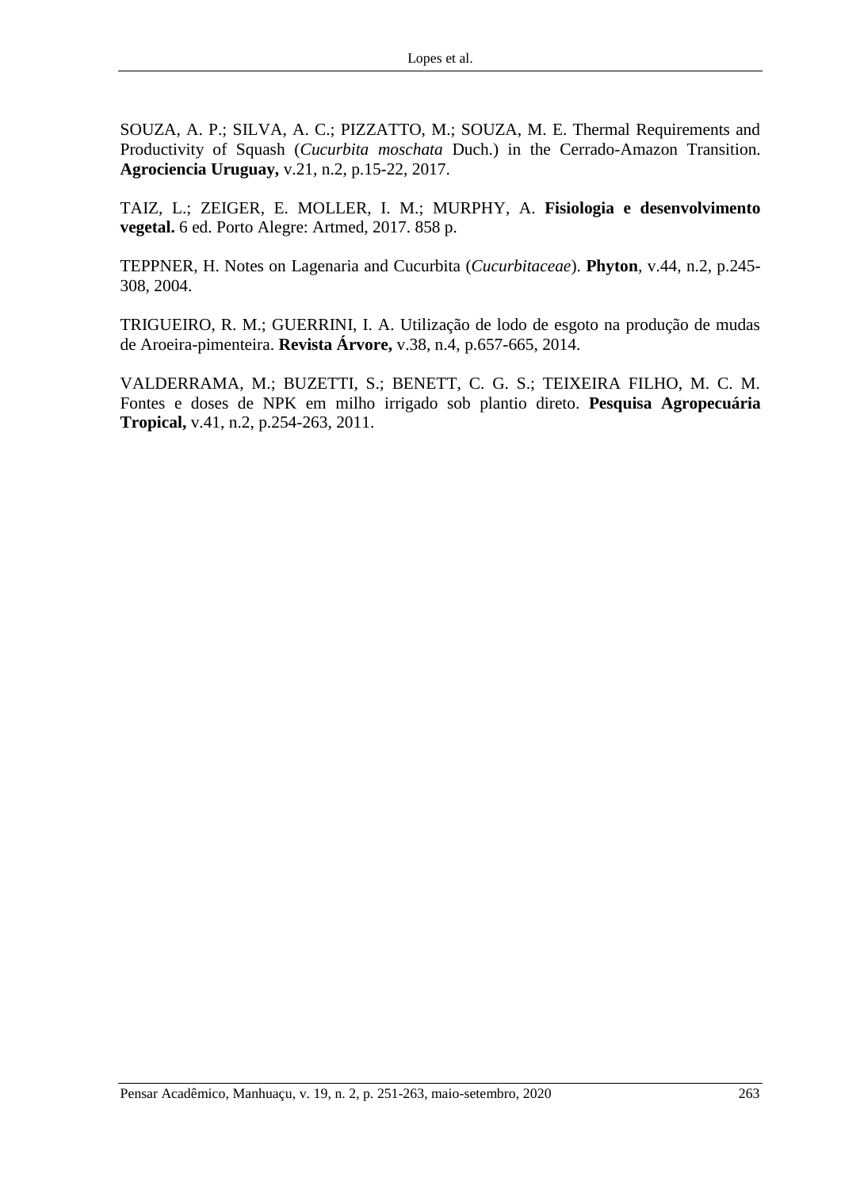SOUZA, A. P.; SILVA, A. C.; PIZZATTO, M.; SOUZA, M. E. Thermal Requirements and Productivity of Squash (*Cucurbita moschata* Duch.) in the Cerrado-Amazon Transition. **Agrociencia Uruguay,** v.21, n.2, p.15-22, 2017.

TAIZ, L.; ZEIGER, E. MOLLER, I. M.; MURPHY, A. **Fisiologia e desenvolvimento vegetal.** 6 ed. Porto Alegre: Artmed, 2017. 858 p.

TEPPNER, H. Notes on Lagenaria and Cucurbita (*Cucurbitaceae*). **Phyton**, v.44, n.2, p.245-308, 2004.

TRIGUEIRO, R. M.; GUERRINI, I. A. Utilização de lodo de esgoto na produção de mudas de Aroeira-pimenteira. **Revista Árvore,** v.38, n.4, p.657-665, 2014.

VALDERRAMA, M.; BUZETTI, S.; BENETT, C. G. S.; TEIXEIRA FILHO, M. C. M. Fontes e doses de NPK em milho irrigado sob plantio direto. **Pesquisa Agropecuária Tropical,** v.41, n.2, p.254-263, 2011.